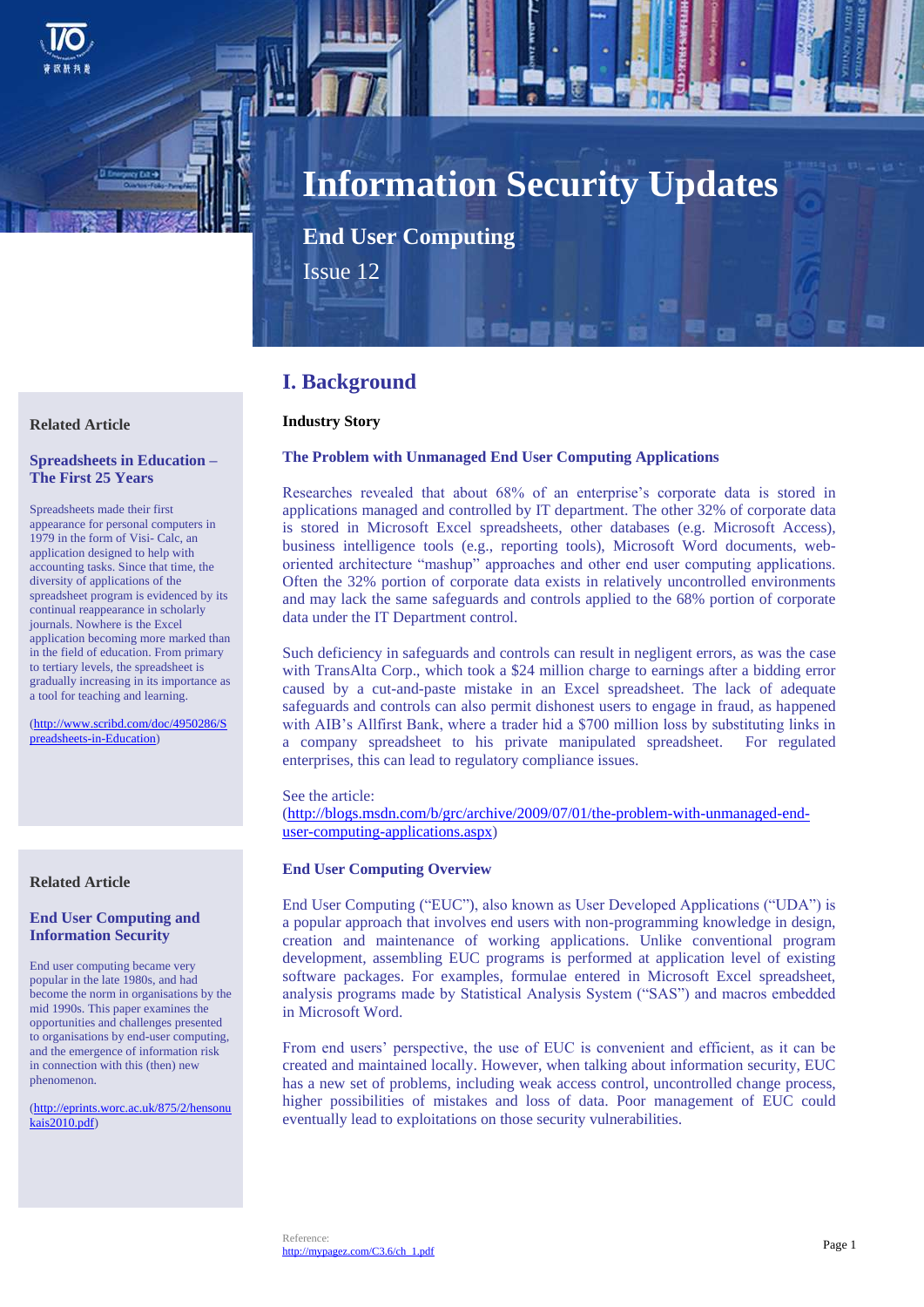# Information Security Updates

## End User Computing

Issue 12

## I. Background

**Industry Story**

### The Problem with Unmanaged End User Computing Applications

Researches revealed that about 68% of an enterprise's corporate data is stored in applications managed and controlled by IT department. The other 32% of corporate data is stored in Microsoft Excel spreadsheets, other databases (e.g. Microsoft Access), business intelligence tools (e.g., reporting tools), Microsoft Word documents, web-oriented architecture "mashup" approaches and other end user computing applications. Often the 32% portion of corporate data exists in relatively uncontrolled environments and may lack the same safeguards and controls applied to the 68% portion of corporate data under the IT Department control.

Such deficiency in safeguards and controls can result in negligent errors, as was the case with TransAlta Corp., which took a $24 million charge to earnings after a bidding error caused by a cut-and-paste mistake in an Excel spreadsheet. The lack of adequate safeguards and controls can also permit dishonest users to engage in fraud, as happened with AIB's Allfirst Bank, where a trader hid a $700 million loss by substituting links in a company spreadsheet to his private manipulated spreadsheet. For regulated enterprises, this can lead to regulatory compliance issues.

See the article:
(http://blogs.msdn.com/b/grc/archive/2009/07/01/the-problem-with-unmanaged-end-user-computing-applications.aspx)

### End User Computing Overview

End User Computing ("EUC"), also known as User Developed Applications ("UDA") is a popular approach that involves end users with non-programming knowledge in design, creation and maintenance of working applications. Unlike conventional program development, assembling EUC programs is performed at application level of existing software packages. For examples, formulae entered in Microsoft Excel spreadsheet, analysis programs made by Statistical Analysis System ("SAS") and macros embedded in Microsoft Word.

From end users' perspective, the use of EUC is convenient and efficient, as it can be created and maintained locally. However, when talking about information security, EUC has a new set of problems, including weak access control, uncontrolled change process, higher possibilities of mistakes and loss of data. Poor management of EUC could eventually lead to exploitations on those security vulnerabilities.

Reference:
http://mypagez.com/C3.6/ch_1.pdf

---

**Related Article**

**Spreadsheets in Education – The First 25 Years**

Spreadsheets made their first appearance for personal computers in 1979 in the form of Visi- Calc, an application designed to help with accounting tasks. Since that time, the diversity of applications of the spreadsheet program is evidenced by its continual reappearance in scholarly journals. Nowhere is the Excel application becoming more marked than in the field of education. From primary to tertiary levels, the spreadsheet is gradually increasing in its importance as a tool for teaching and learning.

(http://www.scribd.com/doc/4950286/Spreadsheets-in-Education)

**Related Article**

**End User Computing and Information Security**

End user computing became very popular in the late 1980s, and had become the norm in organisations by the mid 1990s. This paper examines the opportunities and challenges presented to organisations by end-user computing, and the emergence of information risk in connection with this (then) new phenomenon.

(http://eprints.worc.ac.uk/875/2/hensonukais2010.pdf)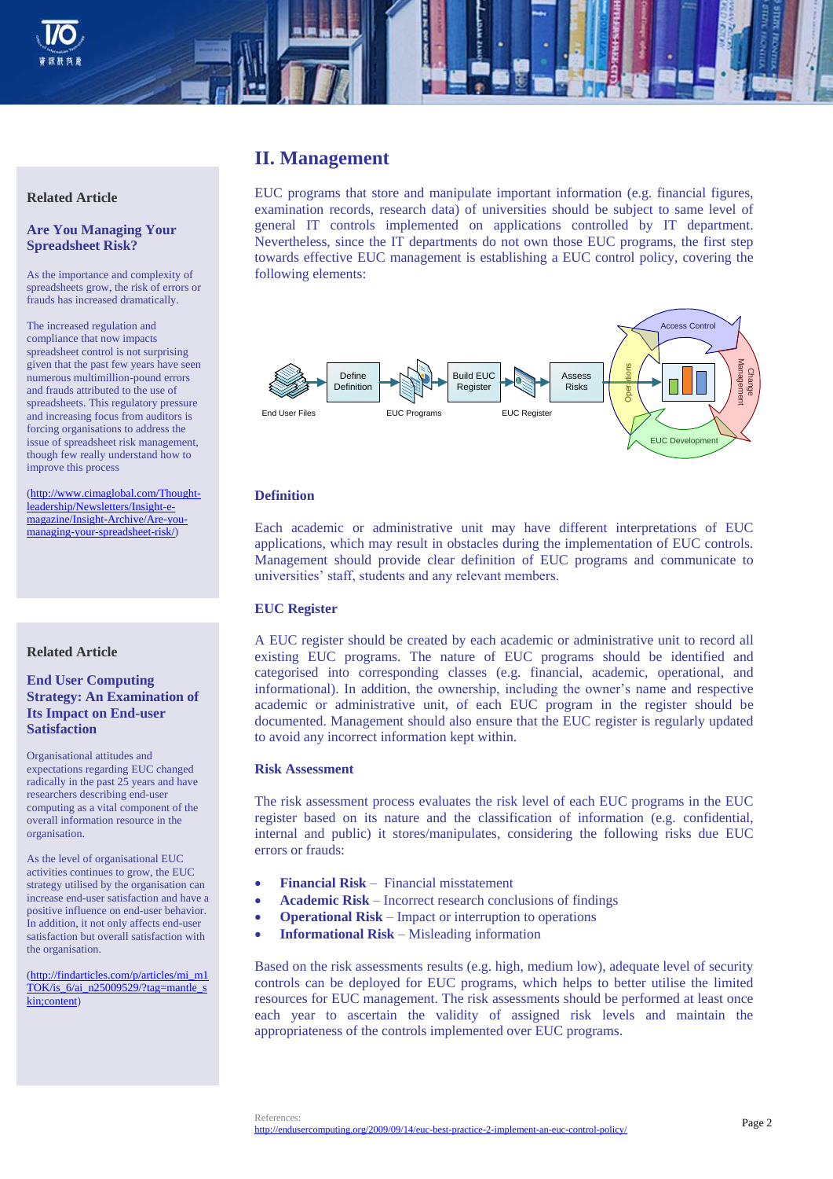## II. Management

EUC programs that store and manipulate important information (e.g. financial figures, examination records, research data) of universities should be subject to same level of general IT controls implemented on applications controlled by IT department. Nevertheless, since the IT departments do not own those EUC programs, the first step towards effective EUC management is establishing a EUC control policy, covering the following elements:

End User Files → Define Definition → EUC Programs → Build EUC Register → EUC Register → Assess Risks → (Access Control, Change Management, EUC Development, Operations)

### Definition

Each academic or administrative unit may have different interpretations of EUC applications, which may result in obstacles during the implementation of EUC controls. Management should provide clear definition of EUC programs and communicate to universities' staff, students and any relevant members.

### EUC Register

A EUC register should be created by each academic or administrative unit to record all existing EUC programs. The nature of EUC programs should be identified and categorised into corresponding classes (e.g. financial, academic, operational, and informational). In addition, the ownership, including the owner's name and respective academic or administrative unit, of each EUC program in the register should be documented. Management should also ensure that the EUC register is regularly updated to avoid any incorrect information kept within.

### Risk Assessment

The risk assessment process evaluates the risk level of each EUC programs in the EUC register based on its nature and the classification of information (e.g. confidential, internal and public) it stores/manipulates, considering the following risks due EUC errors or frauds:

- **Financial Risk** – Financial misstatement
- **Academic Risk** – Incorrect research conclusions of findings
- **Operational Risk** – Impact or interruption to operations
- **Informational Risk** – Misleading information

Based on the risk assessments results (e.g. high, medium low), adequate level of security controls can be deployed for EUC programs, which helps to better utilise the limited resources for EUC management. The risk assessments should be performed at least once each year to ascertain the validity of assigned risk levels and maintain the appropriateness of the controls implemented over EUC programs.

---

**Related Article**

**Are You Managing Your Spreadsheet Risk?**

As the importance and complexity of spreadsheets grow, the risk of errors or frauds has increased dramatically.

The increased regulation and compliance that now impacts spreadsheet control is not surprising given that the past few years have seen numerous multimillion-pound errors and frauds attributed to the use of spreadsheets. This regulatory pressure and increasing focus from auditors is forcing organisations to address the issue of spreadsheet risk management, though few really understand how to improve this process

(http://www.cimaglobal.com/Thought-leadership/Newsletters/Insight-e-magazine/Insight-Archive/Are-you-managing-your-spreadsheet-risk/)

**Related Article**

**End User Computing Strategy: An Examination of Its Impact on End-user Satisfaction**

Organisational attitudes and expectations regarding EUC changed radically in the past 25 years and have researchers describing end-user computing as a vital component of the overall information resource in the organisation.

As the level of organisational EUC activities continues to grow, the EUC strategy utilised by the organisation can increase end-user satisfaction and have a positive influence on end-user behavior. In addition, it not only affects end-user satisfaction but overall satisfaction with the organisation.

(http://findarticles.com/p/articles/mi_m1TOK/is_6/ai_n25009529/?tag=mantle_skin;content)

References:
http://endusercomputing.org/2009/09/14/euc-best-practice-2-implement-an-euc-control-policy/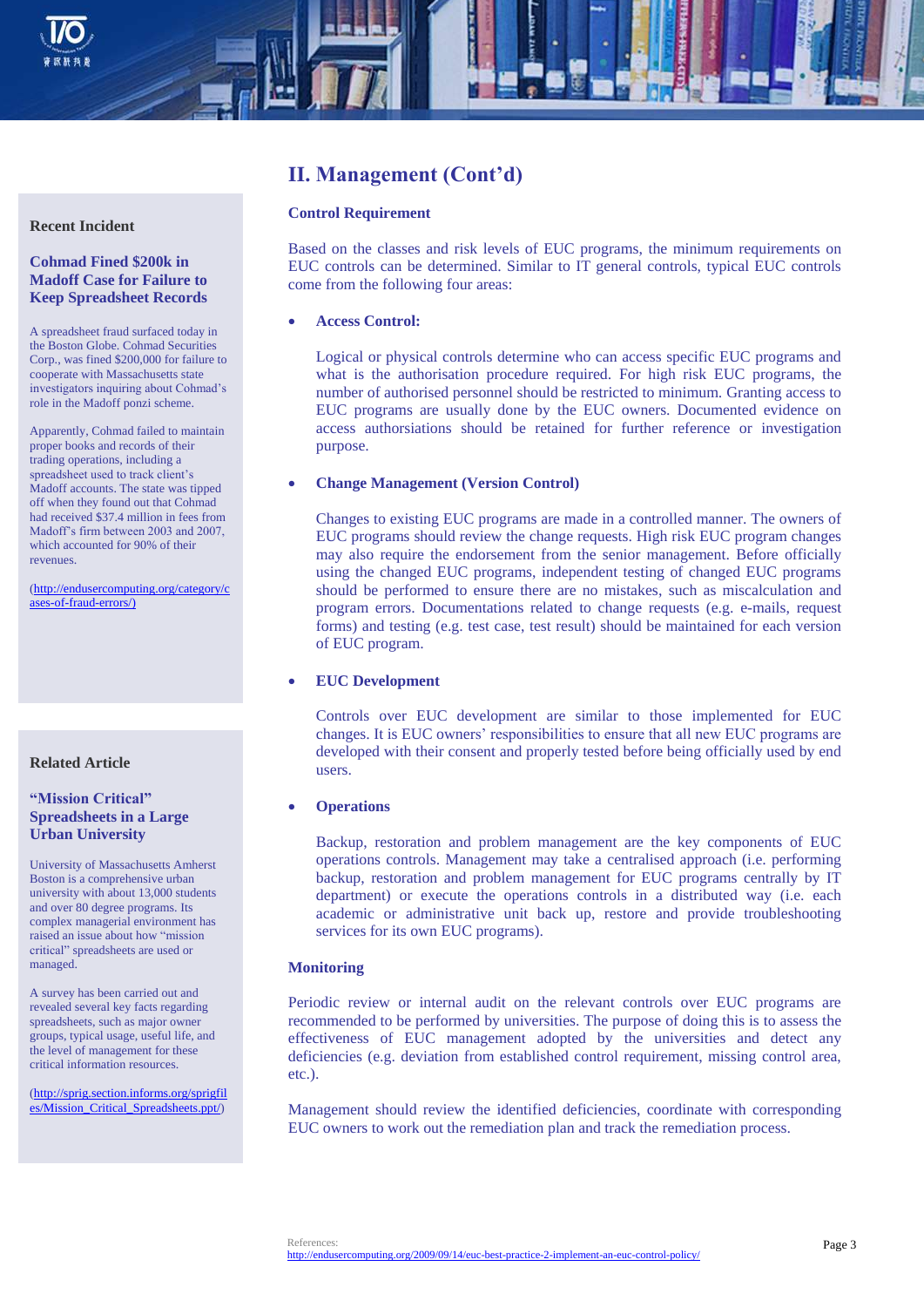## II. Management (Cont'd)

### Control Requirement

Based on the classes and risk levels of EUC programs, the minimum requirements on EUC controls can be determined. Similar to IT general controls, typical EUC controls come from the following four areas:

- **Access Control:**

  Logical or physical controls determine who can access specific EUC programs and what is the authorisation procedure required. For high risk EUC programs, the number of authorised personnel should be restricted to minimum. Granting access to EUC programs are usually done by the EUC owners. Documented evidence on access authorisations should be retained for further reference or investigation purpose.

- **Change Management (Version Control)**

  Changes to existing EUC programs are made in a controlled manner. The owners of EUC programs should review the change requests. High risk EUC program changes may also require the endorsement from the senior management. Before officially using the changed EUC programs, independent testing of changed EUC programs should be performed to ensure there are no mistakes, such as miscalculation and program errors. Documentations related to change requests (e.g. e-mails, request forms) and testing (e.g. test case, test result) should be maintained for each version of EUC program.

- **EUC Development**

  Controls over EUC development are similar to those implemented for EUC changes. It is EUC owners' responsibilities to ensure that all new EUC programs are developed with their consent and properly tested before being officially used by end users.

- **Operations**

  Backup, restoration and problem management are the key components of EUC operations controls. Management may take a centralised approach (i.e. performing backup, restoration and problem management for EUC programs centrally by IT department) or execute the operations controls in a distributed way (i.e. each academic or administrative unit back up, restore and provide troubleshooting services for its own EUC programs).

### Monitoring

Periodic review or internal audit on the relevant controls over EUC programs are recommended to be performed by universities. The purpose of doing this is to assess the effectiveness of EUC management adopted by the universities and detect any deficiencies (e.g. deviation from established control requirement, missing control area, etc.).

Management should review the identified deficiencies, coordinate with corresponding EUC owners to work out the remediation plan and track the remediation process.

References:
http://endusercomputing.org/2009/09/14/euc-best-practice-2-implement-an-euc-control-policy/

---

**Recent Incident**

**Cohmad Fined $200k in Madoff Case for Failure to Keep Spreadsheet Records**

A spreadsheet fraud surfaced today in the Boston Globe. Cohmad Securities Corp., was fined $200,000 for failure to cooperate with Massachusetts state investigators inquiring about Cohmad's role in the Madoff ponzi scheme.

Apparently, Cohmad failed to maintain proper books and records of their trading operations, including a spreadsheet used to track client's Madoff accounts. The state was tipped off when they found out that Cohmad had received $37.4 million in fees from Madoff's firm between 2003 and 2007, which accounted for 90% of their revenues.

(http://endusercomputing.org/category/cases-of-fraud-errors/)

---

**Related Article**

**"Mission Critical" Spreadsheets in a Large Urban University**

University of Massachusetts Amherst Boston is a comprehensive urban university with about 13,000 students and over 80 degree programs. Its complex managerial environment has raised an issue about how "mission critical" spreadsheets are used or managed.

A survey has been carried out and revealed several key facts regarding spreadsheets, such as major owner groups, typical usage, useful life, and the level of management for these critical information resources.

(http://sprig.section.informs.org/sprigfiles/Mission_Critical_Spreadsheets.ppt/)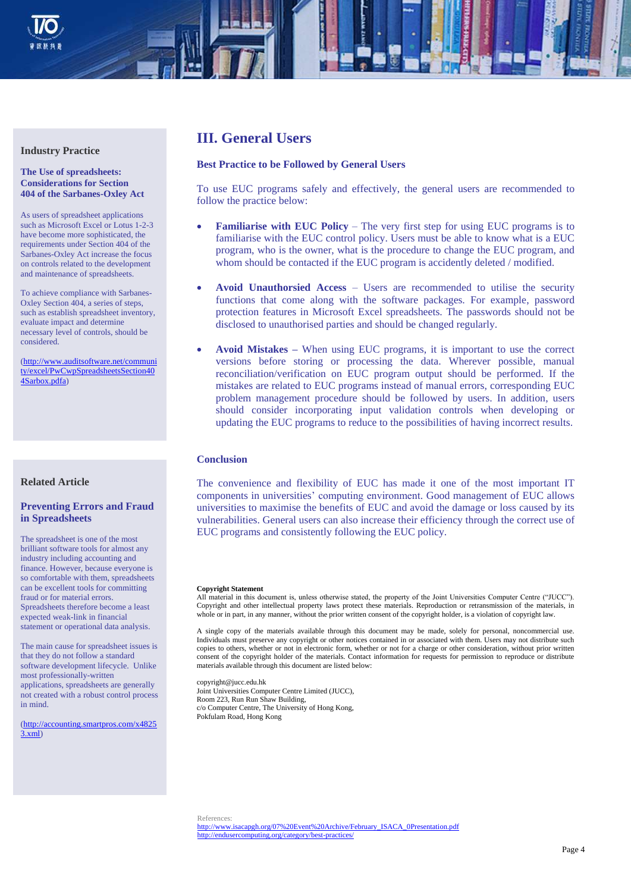## III. General Users

### Best Practice to be Followed by General Users

To use EUC programs safely and effectively, the general users are recommended to follow the practice below:

- **Familiarise with EUC Policy** – The very first step for using EUC programs is to familiarise with the EUC control policy. Users must be able to know what is a EUC program, who is the owner, what is the procedure to change the EUC program, and whom should be contacted if the EUC program is accidently deleted / modified.

- **Avoid Unauthorised Access** – Users are recommended to utilise the security functions that come along with the software packages. For example, password protection features in Microsoft Excel spreadsheets. The passwords should not be disclosed to unauthorised parties and should be changed regularly.

- **Avoid Mistakes** – When using EUC programs, it is important to use the correct versions before storing or processing the data. Wherever possible, manual reconciliation/verification on EUC program output should be performed. If the mistakes are related to EUC programs instead of manual errors, corresponding EUC problem management procedure should be followed by users. In addition, users should consider incorporating input validation controls when developing or updating the EUC programs to reduce to the possibilities of having incorrect results.

### Conclusion

The convenience and flexibility of EUC has made it one of the most important IT components in universities' computing environment. Good management of EUC allows universities to maximise the benefits of EUC and avoid the damage or loss caused by its vulnerabilities. General users can also increase their efficiency through the correct use of EUC programs and consistently following the EUC policy.

**Industry Practice**

**The Use of spreadsheets: Considerations for Section 404 of the Sarbanes-Oxley Act**

As users of spreadsheet applications such as Microsoft Excel or Lotus 1-2-3 have become more sophisticated, the requirements under Section 404 of the Sarbanes-Oxley Act increase the focus on controls related to the development and maintenance of spreadsheets.

To achieve compliance with Sarbanes-Oxley Section 404, a series of steps, such as establish spreadsheet inventory, evaluate impact and determine necessary level of controls, should be considered.

(http://www.auditsoftware.net/community/excel/PwCwpSpreadsheetsSection404Sarbox.pdfa)

**Related Article**

**Preventing Errors and Fraud in Spreadsheets**

The spreadsheet is one of the most brilliant software tools for almost any industry including accounting and finance. However, because everyone is so comfortable with them, spreadsheets can be excellent tools for committing fraud or for material errors. Spreadsheets therefore become a least expected weak-link in financial statement or operational data analysis.

The main cause for spreadsheet issues is that they do not follow a standard software development lifecycle. Unlike most professionally-written applications, spreadsheets are generally not created with a robust control process in mind.

(http://accounting.smartpros.com/x48253.xml)

**Copyright Statement**
All material in this document is, unless otherwise stated, the property of the Joint Universities Computer Centre ("JUCC"). Copyright and other intellectual property laws protect these materials. Reproduction or retransmission of the materials, in whole or in part, in any manner, without the prior written consent of the copyright holder, is a violation of copyright law.

A single copy of the materials available through this document may be made, solely for personal, noncommercial use. Individuals must preserve any copyright or other notices contained in or associated with them. Users may not distribute such copies to others, whether or not in electronic form, whether or not for a charge or other consideration, without prior written consent of the copyright holder of the materials. Contact information for requests for permission to reproduce or distribute materials available through this document are listed below:

copyright@jucc.edu.hk
Joint Universities Computer Centre Limited (JUCC),
Room 223, Run Run Shaw Building,
c/o Computer Centre, The University of Hong Kong,
Pokfulam Road, Hong Kong

References:
http://www.isacapgh.org/07%20Event%20Archive/February_ISACA_0Presentation.pdf
http://endusercomputing.org/category/best-practices/